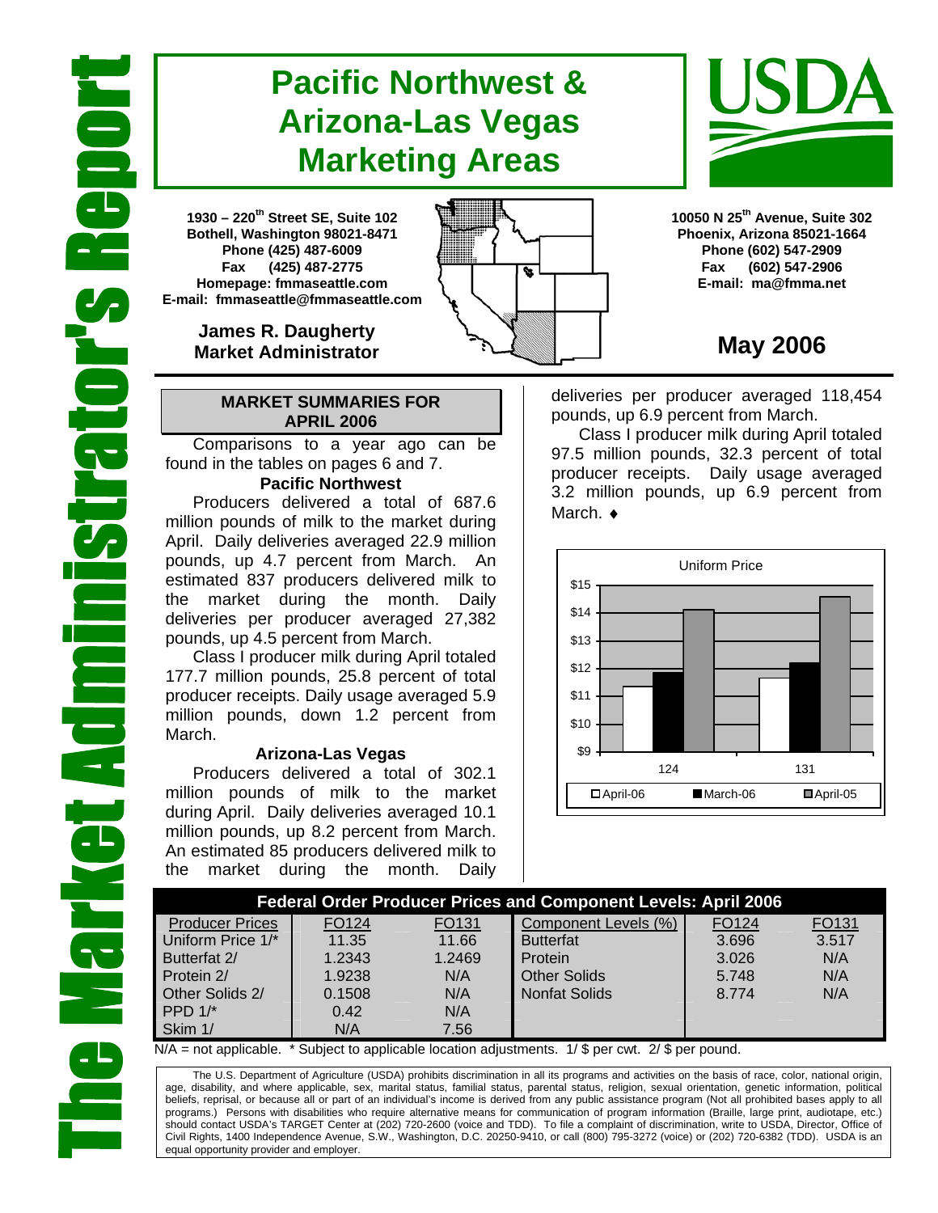# The Market Administrator's Report

# Pacific Northwest & Arizona-Las Vegas Marketing Areas

**1930 – 220th Street SE, Suite 102**
**Bothell, Washington 98021-8471**
**Phone (425) 487-6009**
**Fax (425) 487-2775**
**Homepage: fmmaseattle.com**
**E-mail: fmmaseattle@fmmaseattle.com**

**James R. Daugherty**
**Market Administrator**

**10050 N 25th Avenue, Suite 302**
**Phoenix, Arizona 85021-1664**
**Phone (602) 547-2909**
**Fax (602) 547-2906**
**E-mail: ma@fmma.net**

## May 2006

### MARKET SUMMARIES FOR APRIL 2006

Comparisons to a year ago can be found in the tables on pages 6 and 7.

#### Pacific Northwest

Producers delivered a total of 687.6 million pounds of milk to the market during April. Daily deliveries averaged 22.9 million pounds, up 4.7 percent from March. An estimated 837 producers delivered milk to the market during the month. Daily deliveries per producer averaged 27,382 pounds, up 4.5 percent from March.

Class I producer milk during April totaled 177.7 million pounds, 25.8 percent of total producer receipts. Daily usage averaged 5.9 million pounds, down 1.2 percent from March.

#### Arizona-Las Vegas

Producers delivered a total of 302.1 million pounds of milk to the market during April. Daily deliveries averaged 10.1 million pounds, up 8.2 percent from March. An estimated 85 producers delivered milk to the market during the month. Daily deliveries per producer averaged 118,454 pounds, up 6.9 percent from March.

Class I producer milk during April totaled 97.5 million pounds, 32.3 percent of total producer receipts. Daily usage averaged 3.2 million pounds, up 6.9 percent from March. ♦

Uniform Price

| | April-06 | March-06 | April-05 |
|---|---|---|---|
| 124 | | | |
| 131 | | | |

### Federal Order Producer Prices and Component Levels: April 2006

| Producer Prices | FO124 | FO131 | Component Levels (%) | FO124 | FO131 |
|---|---|---|---|---|---|
| Uniform Price 1/* | 11.35 | 11.66 | Butterfat | 3.696 | 3.517 |
| Butterfat 2/ | 1.2343 | 1.2469 | Protein | 3.026 | N/A |
| Protein 2/ | 1.9238 | N/A | Other Solids | 5.748 | N/A |
| Other Solids 2/ | 0.1508 | N/A | Nonfat Solids | 8.774 | N/A |
| PPD 1/* | 0.42 | N/A | | | |
| Skim 1/ | N/A | 7.56 | | | |

N/A = not applicable. * Subject to applicable location adjustments. 1/ $ per cwt. 2/ $ per pound.

The U.S. Department of Agriculture (USDA) prohibits discrimination in all its programs and activities on the basis of race, color, national origin, age, disability, and where applicable, sex, marital status, familial status, parental status, religion, sexual orientation, genetic information, political beliefs, reprisal, or because all or part of an individual's income is derived from any public assistance program (Not all prohibited bases apply to all programs.) Persons with disabilities who require alternative means for communication of program information (Braille, large print, audiotape, etc.) should contact USDA's TARGET Center at (202) 720-2600 (voice and TDD). To file a complaint of discrimination, write to USDA, Director, Office of Civil Rights, 1400 Independence Avenue, S.W., Washington, D.C. 20250-9410, or call (800) 795-3272 (voice) or (202) 720-6382 (TDD). USDA is an equal opportunity provider and employer.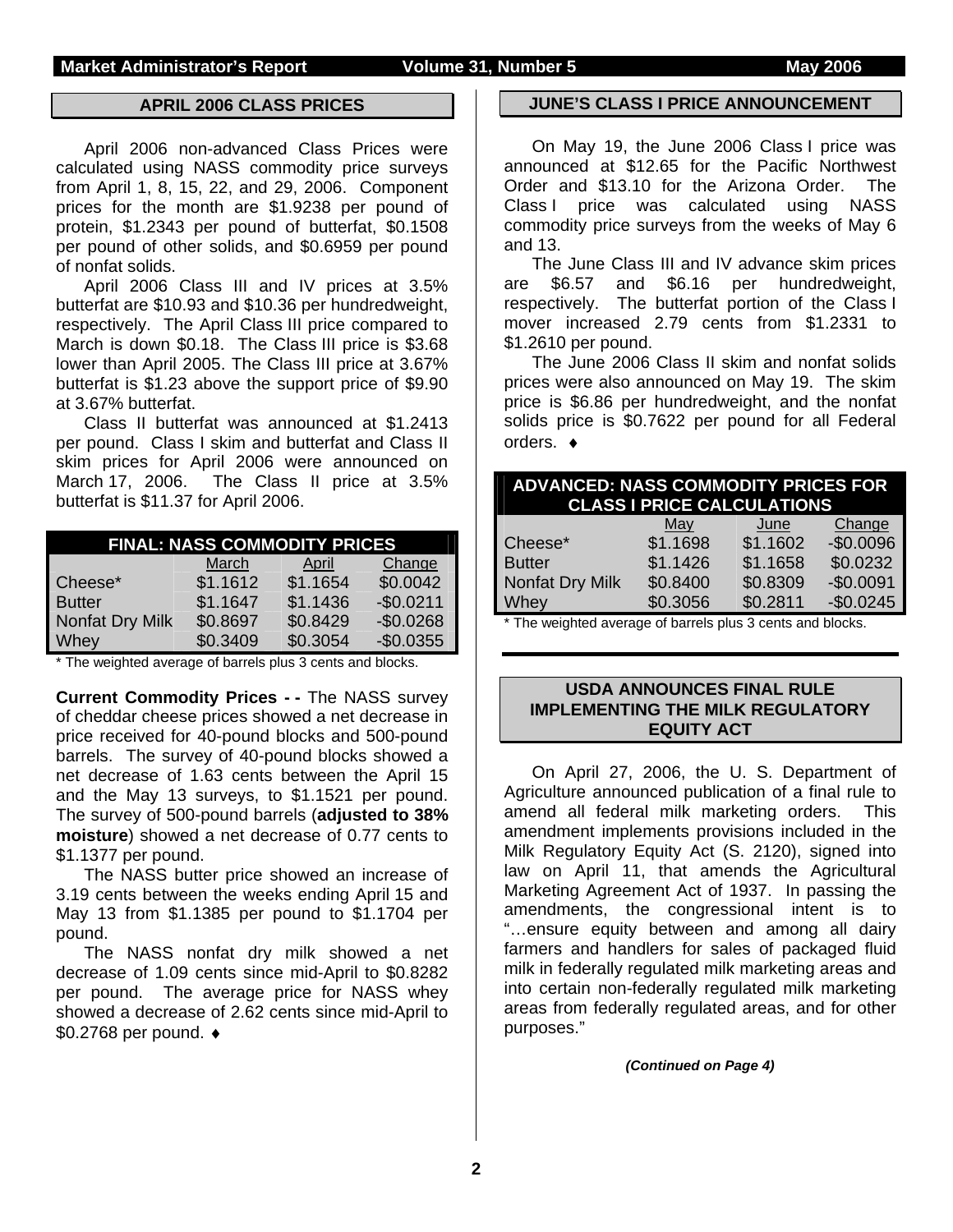## APRIL 2006 CLASS PRICES

April 2006 non-advanced Class Prices were calculated using NASS commodity price surveys from April 1, 8, 15, 22, and 29, 2006. Component prices for the month are $1.9238 per pound of protein, $1.2343 per pound of butterfat, $0.1508 per pound of other solids, and $0.6959 per pound of nonfat solids.

April 2006 Class III and IV prices at 3.5% butterfat are $10.93 and $10.36 per hundredweight, respectively. The April Class III price compared to March is down $0.18. The Class III price is $3.68 lower than April 2005. The Class III price at 3.67% butterfat is $1.23 above the support price of $9.90 at 3.67% butterfat.

Class II butterfat was announced at $1.2413 per pound. Class I skim and butterfat and Class II skim prices for April 2006 were announced on March 17, 2006. The Class II price at 3.5% butterfat is $11.37 for April 2006.

**FINAL: NASS COMMODITY PRICES**

| | March | April | Change |
|---|---|---|---|
| Cheese* | $1.1612 | $1.1654 | $0.0042 |
| Butter | $1.1647 | $1.1436 | -$0.0211 |
| Nonfat Dry Milk | $0.8697 | $0.8429 | -$0.0268 |
| Whey | $0.3409 | $0.3054 | -$0.0355 |

* The weighted average of barrels plus 3 cents and blocks.

**Current Commodity Prices - -** The NASS survey of cheddar cheese prices showed a net decrease in price received for 40-pound blocks and 500-pound barrels. The survey of 40-pound blocks showed a net decrease of 1.63 cents between the April 15 and the May 13 surveys, to $1.1521 per pound. The survey of 500-pound barrels (**adjusted to 38% moisture**) showed a net decrease of 0.77 cents to $1.1377 per pound.

The NASS butter price showed an increase of 3.19 cents between the weeks ending April 15 and May 13 from $1.1385 per pound to $1.1704 per pound.

The NASS nonfat dry milk showed a net decrease of 1.09 cents since mid-April to $0.8282 per pound. The average price for NASS whey showed a decrease of 2.62 cents since mid-April to $0.2768 per pound. ♦

## JUNE'S CLASS I PRICE ANNOUNCEMENT

On May 19, the June 2006 Class I price was announced at $12.65 for the Pacific Northwest Order and $13.10 for the Arizona Order. The Class I price was calculated using NASS commodity price surveys from the weeks of May 6 and 13.

The June Class III and IV advance skim prices are $6.57 and $6.16 per hundredweight, respectively. The butterfat portion of the Class I mover increased 2.79 cents from $1.2331 to $1.2610 per pound.

The June 2006 Class II skim and nonfat solids prices were also announced on May 19. The skim price is $6.86 per hundredweight, and the nonfat solids price is $0.7622 per pound for all Federal orders. ♦

**ADVANCED: NASS COMMODITY PRICES FOR CLASS I PRICE CALCULATIONS**

| | May | June | Change |
|---|---|---|---|
| Cheese* | $1.1698 | $1.1602 | -$0.0096 |
| Butter | $1.1426 | $1.1658 | $0.0232 |
| Nonfat Dry Milk | $0.8400 | $0.8309 | -$0.0091 |
| Whey | $0.3056 | $0.2811 | -$0.0245 |

* The weighted average of barrels plus 3 cents and blocks.

## USDA ANNOUNCES FINAL RULE IMPLEMENTING THE MILK REGULATORY EQUITY ACT

On April 27, 2006, the U. S. Department of Agriculture announced publication of a final rule to amend all federal milk marketing orders. This amendment implements provisions included in the Milk Regulatory Equity Act (S. 2120), signed into law on April 11, that amends the Agricultural Marketing Agreement Act of 1937. In passing the amendments, the congressional intent is to "…ensure equity between and among all dairy farmers and handlers for sales of packaged fluid milk in federally regulated milk marketing areas and into certain non-federally regulated milk marketing areas from federally regulated areas, and for other purposes."

***(Continued on Page 4)***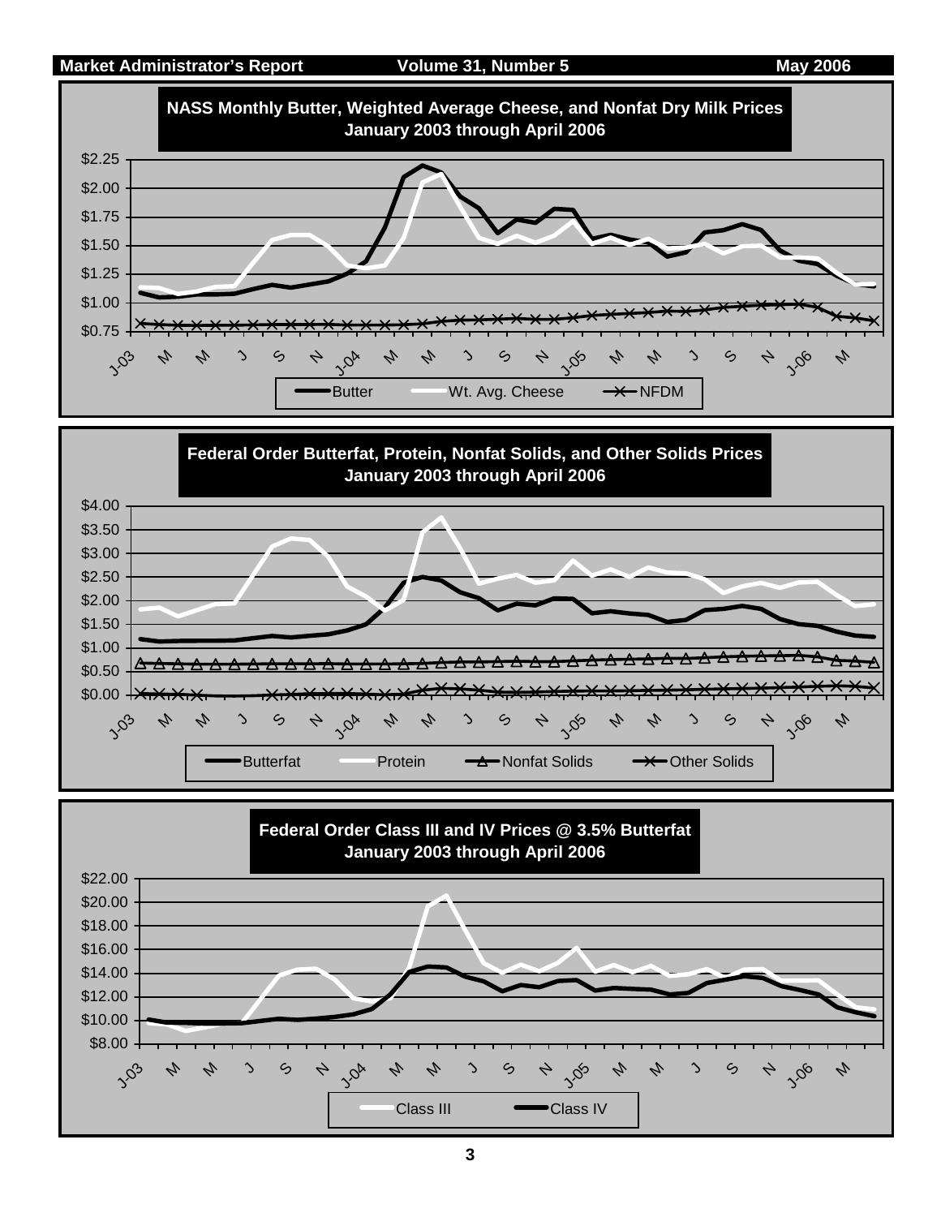## NASS Monthly Butter, Weighted Average Cheese, and Nonfat Dry Milk Prices
### January 2003 through April 2006

$2.25 $2.00 $1.75 $1.50 $1.25 $1.00 $0.75

J-03 M M J S N J-04 M M J S N J-05 M M J S N J-06 M

Butter — Wt. Avg. Cheese — NFDM

## Federal Order Butterfat, Protein, Nonfat Solids, and Other Solids Prices
### January 2003 through April 2006

$4.00 $3.50 $3.00 $2.50 $2.00 $1.50 $1.00 $0.50 $0.00

J-03 M M J S N J-04 M M J S N J-05 M M J S N J-06 M

Butterfat — Protein — Nonfat Solids — Other Solids

## Federal Order Class III and IV Prices @ 3.5% Butterfat
### January 2003 through April 2006

$22.00 $20.00 $18.00 $16.00 $14.00 $12.00 $10.00 $8.00

J-03 M M J S N J-04 M M J S N J-05 M M J S N J-06 M

Class III — Class IV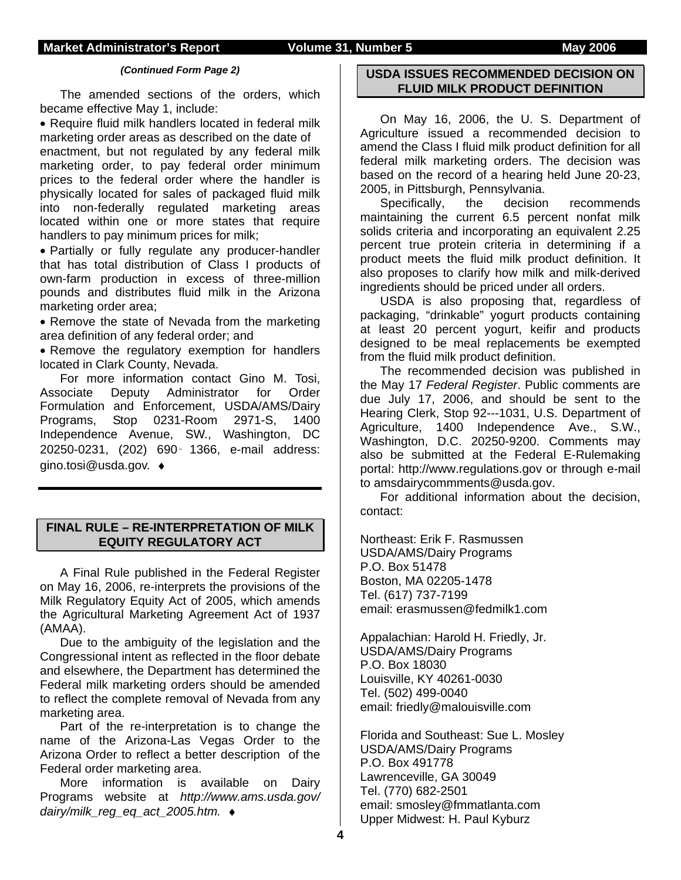*(Continued Form Page 2)*

The amended sections of the orders, which became effective May 1, include:

- Require fluid milk handlers located in federal milk marketing order areas as described on the date of enactment, but not regulated by any federal milk marketing order, to pay federal order minimum prices to the federal order where the handler is physically located for sales of packaged fluid milk into non-federally regulated marketing areas located within one or more states that require handlers to pay minimum prices for milk;
- Partially or fully regulate any producer-handler that has total distribution of Class I products of own-farm production in excess of three-million pounds and distributes fluid milk in the Arizona marketing order area;
- Remove the state of Nevada from the marketing area definition of any federal order; and
- Remove the regulatory exemption for handlers located in Clark County, Nevada.

For more information contact Gino M. Tosi, Associate Deputy Administrator for Order Formulation and Enforcement, USDA/AMS/Dairy Programs, Stop 0231-Room 2971-S, 1400 Independence Avenue, SW., Washington, DC 20250-0231, (202) 690‐1366, e-mail address: gino.tosi@usda.gov. ♦

## FINAL RULE – RE-INTERPRETATION OF MILK EQUITY REGULATORY ACT

A Final Rule published in the Federal Register on May 16, 2006, re-interprets the provisions of the Milk Regulatory Equity Act of 2005, which amends the Agricultural Marketing Agreement Act of 1937 (AMAA).

Due to the ambiguity of the legislation and the Congressional intent as reflected in the floor debate and elsewhere, the Department has determined the Federal milk marketing orders should be amended to reflect the complete removal of Nevada from any marketing area.

Part of the re-interpretation is to change the name of the Arizona-Las Vegas Order to the Arizona Order to reflect a better description of the Federal order marketing area.

More information is available on Dairy Programs website at *http://www.ams.usda.gov/dairy/milk_reg_eq_act_2005.htm.* ♦

## USDA ISSUES RECOMMENDED DECISION ON FLUID MILK PRODUCT DEFINITION

On May 16, 2006, the U. S. Department of Agriculture issued a recommended decision to amend the Class I fluid milk product definition for all federal milk marketing orders. The decision was based on the record of a hearing held June 20-23, 2005, in Pittsburgh, Pennsylvania.

Specifically, the decision recommends maintaining the current 6.5 percent nonfat milk solids criteria and incorporating an equivalent 2.25 percent true protein criteria in determining if a product meets the fluid milk product definition. It also proposes to clarify how milk and milk-derived ingredients should be priced under all orders.

USDA is also proposing that, regardless of packaging, "drinkable" yogurt products containing at least 20 percent yogurt, keifir and products designed to be meal replacements be exempted from the fluid milk product definition.

The recommended decision was published in the May 17 *Federal Register*. Public comments are due July 17, 2006, and should be sent to the Hearing Clerk, Stop 92---1031, U.S. Department of Agriculture, 1400 Independence Ave., S.W., Washington, D.C. 20250-9200. Comments may also be submitted at the Federal E-Rulemaking portal: http://www.regulations.gov or through e-mail to amsdairycommments@usda.gov.

For additional information about the decision, contact:

Northeast: Erik F. Rasmussen
USDA/AMS/Dairy Programs
P.O. Box 51478
Boston, MA 02205-1478
Tel. (617) 737-7199
email: erasmussen@fedmilk1.com

Appalachian: Harold H. Friedly, Jr.
USDA/AMS/Dairy Programs
P.O. Box 18030
Louisville, KY 40261-0030
Tel. (502) 499-0040
email: friedly@malouisville.com

Florida and Southeast: Sue L. Mosley
USDA/AMS/Dairy Programs
P.O. Box 491778
Lawrenceville, GA 30049
Tel. (770) 682-2501
email: smosley@fmmatlanta.com
Upper Midwest: H. Paul Kyburz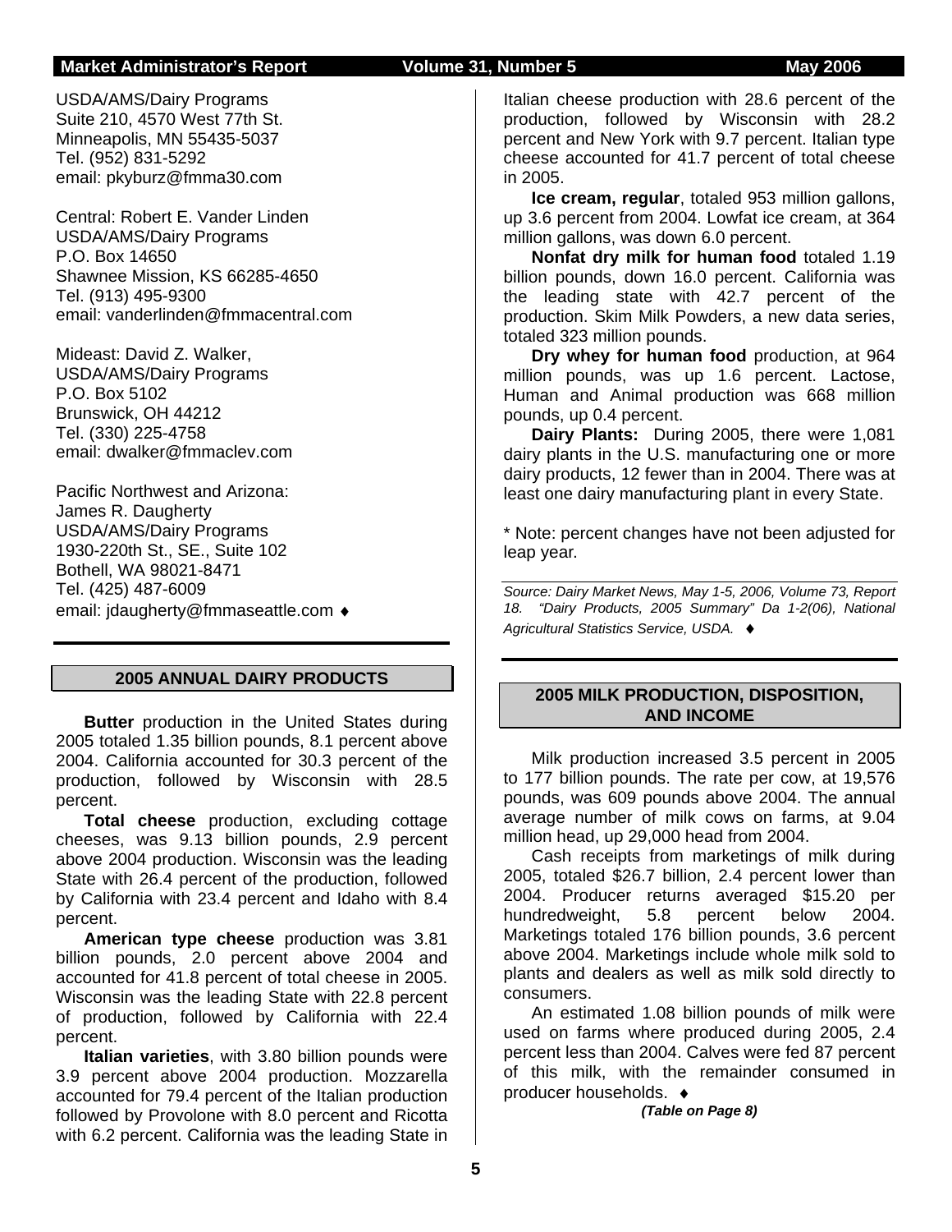USDA/AMS/Dairy Programs
Suite 210, 4570 West 77th St.
Minneapolis, MN 55435-5037
Tel. (952) 831-5292
email: pkyburz@fmma30.com

Central: Robert E. Vander Linden
USDA/AMS/Dairy Programs
P.O. Box 14650
Shawnee Mission, KS 66285-4650
Tel. (913) 495-9300
email: vanderlinden@fmmacentral.com

Mideast: David Z. Walker,
USDA/AMS/Dairy Programs
P.O. Box 5102
Brunswick, OH 44212
Tel. (330) 225-4758
email: dwalker@fmmaclev.com

Pacific Northwest and Arizona:
James R. Daugherty
USDA/AMS/Dairy Programs
1930-220th St., SE., Suite 102
Bothell, WA 98021-8471
Tel. (425) 487-6009
email: jdaugherty@fmmaseattle.com ♦

## 2005 ANNUAL DAIRY PRODUCTS

**Butter** production in the United States during 2005 totaled 1.35 billion pounds, 8.1 percent above 2004. California accounted for 30.3 percent of the production, followed by Wisconsin with 28.5 percent.

**Total cheese** production, excluding cottage cheeses, was 9.13 billion pounds, 2.9 percent above 2004 production. Wisconsin was the leading State with 26.4 percent of the production, followed by California with 23.4 percent and Idaho with 8.4 percent.

**American type cheese** production was 3.81 billion pounds, 2.0 percent above 2004 and accounted for 41.8 percent of total cheese in 2005. Wisconsin was the leading State with 22.8 percent of production, followed by California with 22.4 percent.

**Italian varieties**, with 3.80 billion pounds were 3.9 percent above 2004 production. Mozzarella accounted for 79.4 percent of the Italian production followed by Provolone with 8.0 percent and Ricotta with 6.2 percent. California was the leading State in Italian cheese production with 28.6 percent of the production, followed by Wisconsin with 28.2 percent and New York with 9.7 percent. Italian type cheese accounted for 41.7 percent of total cheese in 2005.

**Ice cream, regular**, totaled 953 million gallons, up 3.6 percent from 2004. Lowfat ice cream, at 364 million gallons, was down 6.0 percent.

**Nonfat dry milk for human food** totaled 1.19 billion pounds, down 16.0 percent. California was the leading state with 42.7 percent of the production. Skim Milk Powders, a new data series, totaled 323 million pounds.

**Dry whey for human food** production, at 964 million pounds, was up 1.6 percent. Lactose, Human and Animal production was 668 million pounds, up 0.4 percent.

**Dairy Plants:** During 2005, there were 1,081 dairy plants in the U.S. manufacturing one or more dairy products, 12 fewer than in 2004. There was at least one dairy manufacturing plant in every State.

* Note: percent changes have not been adjusted for leap year.

*Source: Dairy Market News, May 1-5, 2006, Volume 73, Report 18. "Dairy Products, 2005 Summary" Da 1-2(06), National Agricultural Statistics Service, USDA.* ♦

## 2005 MILK PRODUCTION, DISPOSITION, AND INCOME

Milk production increased 3.5 percent in 2005 to 177 billion pounds. The rate per cow, at 19,576 pounds, was 609 pounds above 2004. The annual average number of milk cows on farms, at 9.04 million head, up 29,000 head from 2004.

Cash receipts from marketings of milk during 2005, totaled $26.7 billion, 2.4 percent lower than 2004. Producer returns averaged $15.20 per hundredweight, 5.8 percent below 2004. Marketings totaled 176 billion pounds, 3.6 percent above 2004. Marketings include whole milk sold to plants and dealers as well as milk sold directly to consumers.

An estimated 1.08 billion pounds of milk were used on farms where produced during 2005, 2.4 percent less than 2004. Calves were fed 87 percent of this milk, with the remainder consumed in producer households. ♦

***(Table on Page 8)***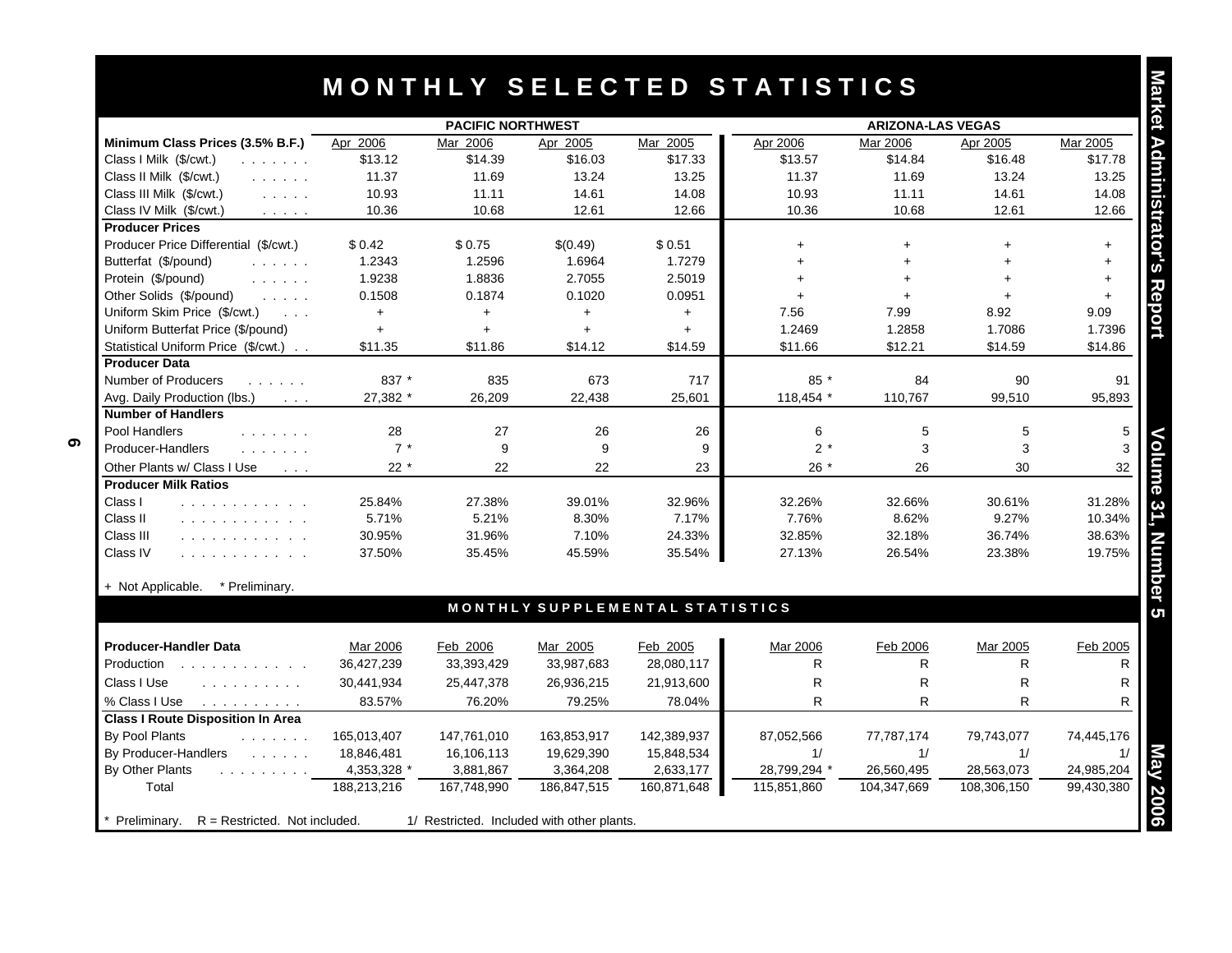# MONTHLY SELECTED STATISTICS

| | PACIFIC NORTHWEST | | | | ARIZONA-LAS VEGAS | | | |
|---|---|---|---|---|---|---|---|---|
| **Minimum Class Prices (3.5% B.F.)** | Apr 2006 | Mar 2006 | Apr 2005 | Mar 2005 | Apr 2006 | Mar 2006 | Apr 2005 | Mar 2005 |
| Class I Milk ($/cwt.) | $13.12 | $14.39 | $16.03 | $17.33 | $13.57 | $14.84 | $16.48 | $17.78 |
| Class II Milk ($/cwt.) | 11.37 | 11.69 | 13.24 | 13.25 | 11.37 | 11.69 | 13.24 | 13.25 |
| Class III Milk ($/cwt.) | 10.93 | 11.11 | 14.61 | 14.08 | 10.93 | 11.11 | 14.61 | 14.08 |
| Class IV Milk ($/cwt.) | 10.36 | 10.68 | 12.61 | 12.66 | 10.36 | 10.68 | 12.61 | 12.66 |
| **Producer Prices** | | | | | | | | |
| Producer Price Differential ($/cwt.) | $ 0.42 | $ 0.75 | $(0.49) | $ 0.51 | + | + | + | + |
| Butterfat ($/pound) | 1.2343 | 1.2596 | 1.6964 | 1.7279 | + | + | + | + |
| Protein ($/pound) | 1.9238 | 1.8836 | 2.7055 | 2.5019 | + | + | + | + |
| Other Solids ($/pound) | 0.1508 | 0.1874 | 0.1020 | 0.0951 | + | + | + | + |
| Uniform Skim Price ($/cwt.) | + | + | + | + | 7.56 | 7.99 | 8.92 | 9.09 |
| Uniform Butterfat Price ($/pound) | + | + | + | + | 1.2469 | 1.2858 | 1.7086 | 1.7396 |
| Statistical Uniform Price ($/cwt.) | $11.35 | $11.86 | $14.12 | $14.59 | $11.66 | $12.21 | $14.59 | $14.86 |
| **Producer Data** | | | | | | | | |
| Number of Producers | 837 * | 835 | 673 | 717 | 85 * | 84 | 90 | 91 |
| Avg. Daily Production (lbs.) | 27,382 * | 26,209 | 22,438 | 25,601 | 118,454 * | 110,767 | 99,510 | 95,893 |
| **Number of Handlers** | | | | | | | | |
| Pool Handlers | 28 | 27 | 26 | 26 | 6 | 5 | 5 | 5 |
| Producer-Handlers | 7 * | 9 | 9 | 9 | 2 * | 3 | 3 | 3 |
| Other Plants w/ Class I Use | 22 * | 22 | 22 | 23 | 26 * | 26 | 30 | 32 |
| **Producer Milk Ratios** | | | | | | | | |
| Class I | 25.84% | 27.38% | 39.01% | 32.96% | 32.26% | 32.66% | 30.61% | 31.28% |
| Class II | 5.71% | 5.21% | 8.30% | 7.17% | 7.76% | 8.62% | 9.27% | 10.34% |
| Class III | 30.95% | 31.96% | 7.10% | 24.33% | 32.85% | 32.18% | 36.74% | 38.63% |
| Class IV | 37.50% | 35.45% | 45.59% | 35.54% | 27.13% | 26.54% | 23.38% | 19.75% |

+ Not Applicable. * Preliminary.

## MONTHLY SUPPLEMENTAL STATISTICS

| **Producer-Handler Data** | Mar 2006 | Feb 2006 | Mar 2005 | Feb 2005 | Mar 2006 | Feb 2006 | Mar 2005 | Feb 2005 |
|---|---|---|---|---|---|---|---|---|
| Production | 36,427,239 | 33,393,429 | 33,987,683 | 28,080,117 | R | R | R | R |
| Class I Use | 30,441,934 | 25,447,378 | 26,936,215 | 21,913,600 | R | R | R | R |
| % Class I Use | 83.57% | 76.20% | 79.25% | 78.04% | R | R | R | R |
| **Class I Route Disposition In Area** | | | | | | | | |
| By Pool Plants | 165,013,407 | 147,761,010 | 163,853,917 | 142,389,937 | 87,052,566 | 77,787,174 | 79,743,077 | 74,445,176 |
| By Producer-Handlers | 18,846,481 | 16,106,113 | 19,629,390 | 15,848,534 | 1/ | 1/ | 1/ | 1/ |
| By Other Plants | 4,353,328 * | 3,881,867 | 3,364,208 | 2,633,177 | 28,799,294 * | 26,560,495 | 28,563,073 | 24,985,204 |
| Total | 188,213,216 | 167,748,990 | 186,847,515 | 160,871,648 | 115,851,860 | 104,347,669 | 108,306,150 | 99,430,380 |

* Preliminary. R = Restricted. Not included. 1/ Restricted. Included with other plants.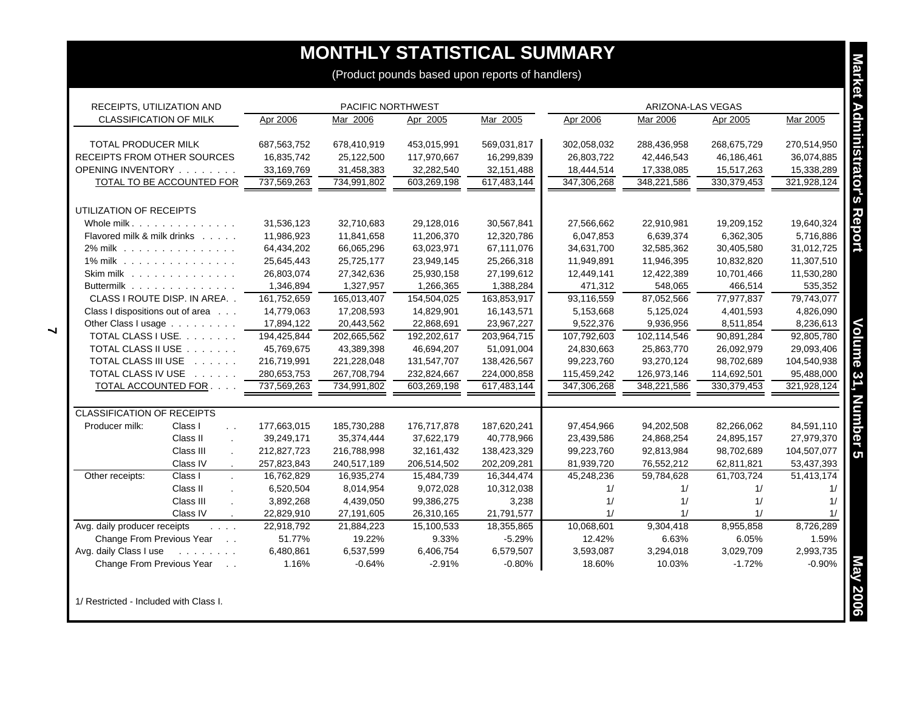# MONTHLY STATISTICAL SUMMARY

(Product pounds based upon reports of handlers)

| RECEIPTS, UTILIZATION AND CLASSIFICATION OF MILK | | PACIFIC NORTHWEST | | | | ARIZONA-LAS VEGAS | | | |
|---|---|---|---|---|---|---|---|---|---|
| | | Apr 2006 | Mar 2006 | Apr 2005 | Mar 2005 | Apr 2006 | Mar 2006 | Apr 2005 | Mar 2005 |
| TOTAL PRODUCER MILK | | 687,563,752 | 678,410,919 | 453,015,991 | 569,031,817 | 302,058,032 | 288,436,958 | 268,675,729 | 270,514,950 |
| RECEIPTS FROM OTHER SOURCES | | 16,835,742 | 25,122,500 | 117,970,667 | 16,299,839 | 26,803,722 | 42,446,543 | 46,186,461 | 36,074,885 |
| OPENING INVENTORY | | 33,169,769 | 31,458,383 | 32,282,540 | 32,151,488 | 18,444,514 | 17,338,085 | 15,517,263 | 15,338,289 |
| TOTAL TO BE ACCOUNTED FOR | | 737,569,263 | 734,991,802 | 603,269,198 | 617,483,144 | 347,306,268 | 348,221,586 | 330,379,453 | 321,928,124 |
| UTILIZATION OF RECEIPTS | | | | | | | | | |
| Whole milk | | 31,536,123 | 32,710,683 | 29,128,016 | 30,567,841 | 27,566,662 | 22,910,981 | 19,209,152 | 19,640,324 |
| Flavored milk & milk drinks | | 11,986,923 | 11,841,658 | 11,206,370 | 12,320,786 | 6,047,853 | 6,639,374 | 6,362,305 | 5,716,886 |
| 2% milk | | 64,434,202 | 66,065,296 | 63,023,971 | 67,111,076 | 34,631,700 | 32,585,362 | 30,405,580 | 31,012,725 |
| 1% milk | | 25,645,443 | 25,725,177 | 23,949,145 | 25,266,318 | 11,949,891 | 11,946,395 | 10,832,820 | 11,307,510 |
| Skim milk | | 26,803,074 | 27,342,636 | 25,930,158 | 27,199,612 | 12,449,141 | 12,422,389 | 10,701,466 | 11,530,280 |
| Buttermilk | | 1,346,894 | 1,327,957 | 1,266,365 | 1,388,284 | 471,312 | 548,065 | 466,514 | 535,352 |
| CLASS I ROUTE DISP. IN AREA | | 161,752,659 | 165,013,407 | 154,504,025 | 163,853,917 | 93,116,559 | 87,052,566 | 77,977,837 | 79,743,077 |
| Class I dispositions out of area | | 14,779,063 | 17,208,593 | 14,829,901 | 16,143,571 | 5,153,668 | 5,125,024 | 4,401,593 | 4,826,090 |
| Other Class I usage | | 17,894,122 | 20,443,562 | 22,868,691 | 23,967,227 | 9,522,376 | 9,936,956 | 8,511,854 | 8,236,613 |
| TOTAL CLASS I USE | | 194,425,844 | 202,665,562 | 192,202,617 | 203,964,715 | 107,792,603 | 102,114,546 | 90,891,284 | 92,805,780 |
| TOTAL CLASS II USE | | 45,769,675 | 43,389,398 | 46,694,207 | 51,091,004 | 24,830,663 | 25,863,770 | 26,092,979 | 29,093,406 |
| TOTAL CLASS III USE | | 216,719,991 | 221,228,048 | 131,547,707 | 138,426,567 | 99,223,760 | 93,270,124 | 98,702,689 | 104,540,938 |
| TOTAL CLASS IV USE | | 280,653,753 | 267,708,794 | 232,824,667 | 224,000,858 | 115,459,242 | 126,973,146 | 114,692,501 | 95,488,000 |
| TOTAL ACCOUNTED FOR | | 737,569,263 | 734,991,802 | 603,269,198 | 617,483,144 | 347,306,268 | 348,221,586 | 330,379,453 | 321,928,124 |
| CLASSIFICATION OF RECEIPTS | | | | | | | | | |
| Producer milk: | Class I | 177,663,015 | 185,730,288 | 176,717,878 | 187,620,241 | 97,454,966 | 94,202,508 | 82,266,062 | 84,591,110 |
| | Class II | 39,249,171 | 35,374,444 | 37,622,179 | 40,778,966 | 23,439,586 | 24,868,254 | 24,895,157 | 27,979,370 |
| | Class III | 212,827,723 | 216,788,998 | 32,161,432 | 138,423,329 | 99,223,760 | 92,813,984 | 98,702,689 | 104,507,077 |
| | Class IV | 257,823,843 | 240,517,189 | 206,514,502 | 202,209,281 | 81,939,720 | 76,552,212 | 62,811,821 | 53,437,393 |
| Other receipts: | Class I | 16,762,829 | 16,935,274 | 15,484,739 | 16,344,474 | 45,248,236 | 59,784,628 | 61,703,724 | 51,413,174 |
| | Class II | 6,520,504 | 8,014,954 | 9,072,028 | 10,312,038 | 1/ | 1/ | 1/ | 1/ |
| | Class III | 3,892,268 | 4,439,050 | 99,386,275 | 3,238 | 1/ | 1/ | 1/ | 1/ |
| | Class IV | 22,829,910 | 27,191,605 | 26,310,165 | 21,791,577 | 1/ | 1/ | 1/ | 1/ |
| Avg. daily producer receipts | | 22,918,792 | 21,884,223 | 15,100,533 | 18,355,865 | 10,068,601 | 9,304,418 | 8,955,858 | 8,726,289 |
| Change From Previous Year | | 51.77% | 19.22% | 9.33% | -5.29% | 12.42% | 6.63% | 6.05% | 1.59% |
| Avg. daily Class I use | | 6,480,861 | 6,537,599 | 6,406,754 | 6,579,507 | 3,593,087 | 3,294,018 | 3,029,709 | 2,993,735 |
| Change From Previous Year | | 1.16% | -0.64% | -2.91% | -0.80% | 18.60% | 10.03% | -1.72% | -0.90% |

1/ Restricted - Included with Class I.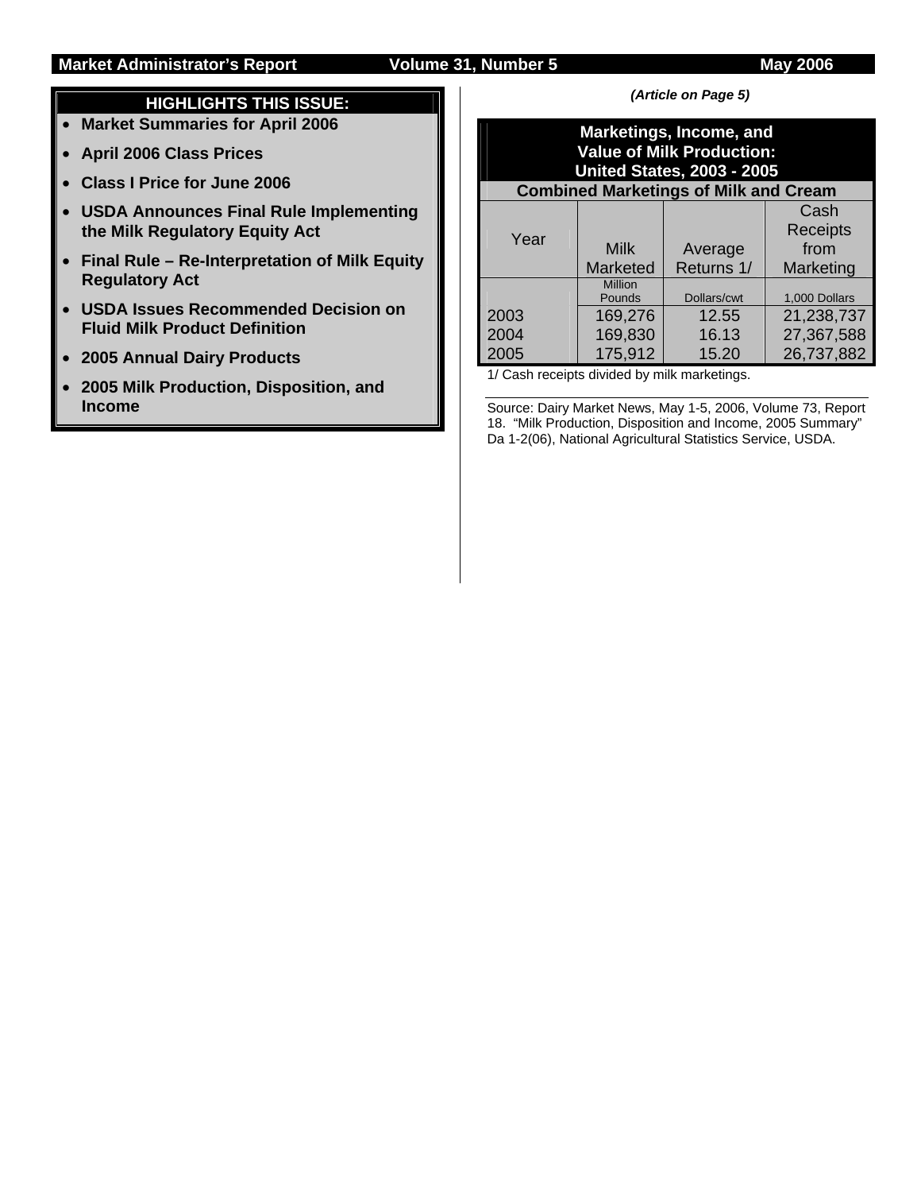## HIGHLIGHTS THIS ISSUE:

- **Market Summaries for April 2006**
- **April 2006 Class Prices**
- **Class I Price for June 2006**
- **USDA Announces Final Rule Implementing the Milk Regulatory Equity Act**
- **Final Rule – Re-Interpretation of Milk Equity Regulatory Act**
- **USDA Issues Recommended Decision on Fluid Milk Product Definition**
- **2005 Annual Dairy Products**
- **2005 Milk Production, Disposition, and Income**

***(Article on Page 5)***

**Marketings, Income, and Value of Milk Production: United States, 2003 - 2005**

**Combined Marketings of Milk and Cream**

| Year | Milk Marketed | Average Returns 1/ | Cash Receipts from Marketing |
|---|---|---|---|
| | Million Pounds | Dollars/cwt | 1,000 Dollars |
| 2003 | 169,276 | 12.55 | 21,238,737 |
| 2004 | 169,830 | 16.13 | 27,367,588 |
| 2005 | 175,912 | 15.20 | 26,737,882 |

1/ Cash receipts divided by milk marketings.

Source: Dairy Market News, May 1-5, 2006, Volume 73, Report 18. "Milk Production, Disposition and Income, 2005 Summary" Da 1-2(06), National Agricultural Statistics Service, USDA.